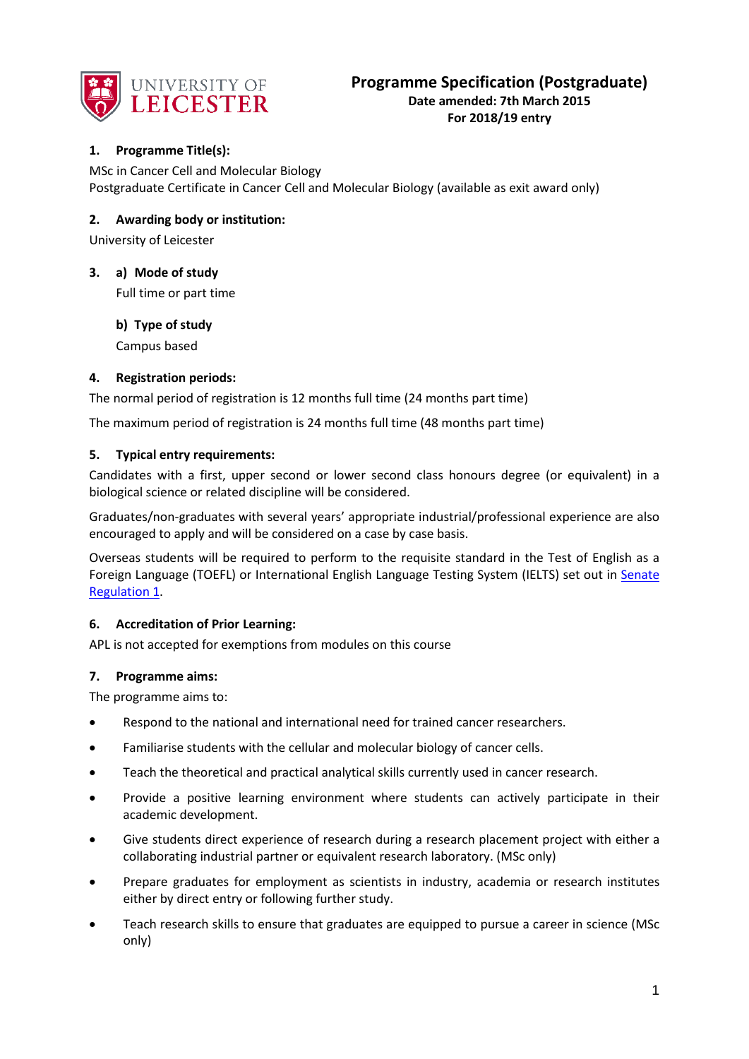UNIVERSITY OF LEICESTER

# Programme Specification (Postgraduate)

**Date amended: 7th March 2015**
**For 2018/19 entry**

## 1. Programme Title(s):

MSc in Cancer Cell and Molecular Biology
Postgraduate Certificate in Cancer Cell and Molecular Biology (available as exit award only)

## 2. Awarding body or institution:

University of Leicester

## 3. a) Mode of study

Full time or part time

### b) Type of study

Campus based

## 4. Registration periods:

The normal period of registration is 12 months full time (24 months part time)

The maximum period of registration is 24 months full time (48 months part time)

## 5. Typical entry requirements:

Candidates with a first, upper second or lower second class honours degree (or equivalent) in a biological science or related discipline will be considered.

Graduates/non-graduates with several years' appropriate industrial/professional experience are also encouraged to apply and will be considered on a case by case basis.

Overseas students will be required to perform to the requisite standard in the Test of English as a Foreign Language (TOEFL) or International English Language Testing System (IELTS) set out in Senate Regulation 1.

## 6. Accreditation of Prior Learning:

APL is not accepted for exemptions from modules on this course

## 7. Programme aims:

The programme aims to:

- Respond to the national and international need for trained cancer researchers.
- Familiarise students with the cellular and molecular biology of cancer cells.
- Teach the theoretical and practical analytical skills currently used in cancer research.
- Provide a positive learning environment where students can actively participate in their academic development.
- Give students direct experience of research during a research placement project with either a collaborating industrial partner or equivalent research laboratory. (MSc only)
- Prepare graduates for employment as scientists in industry, academia or research institutes either by direct entry or following further study.
- Teach research skills to ensure that graduates are equipped to pursue a career in science (MSc only)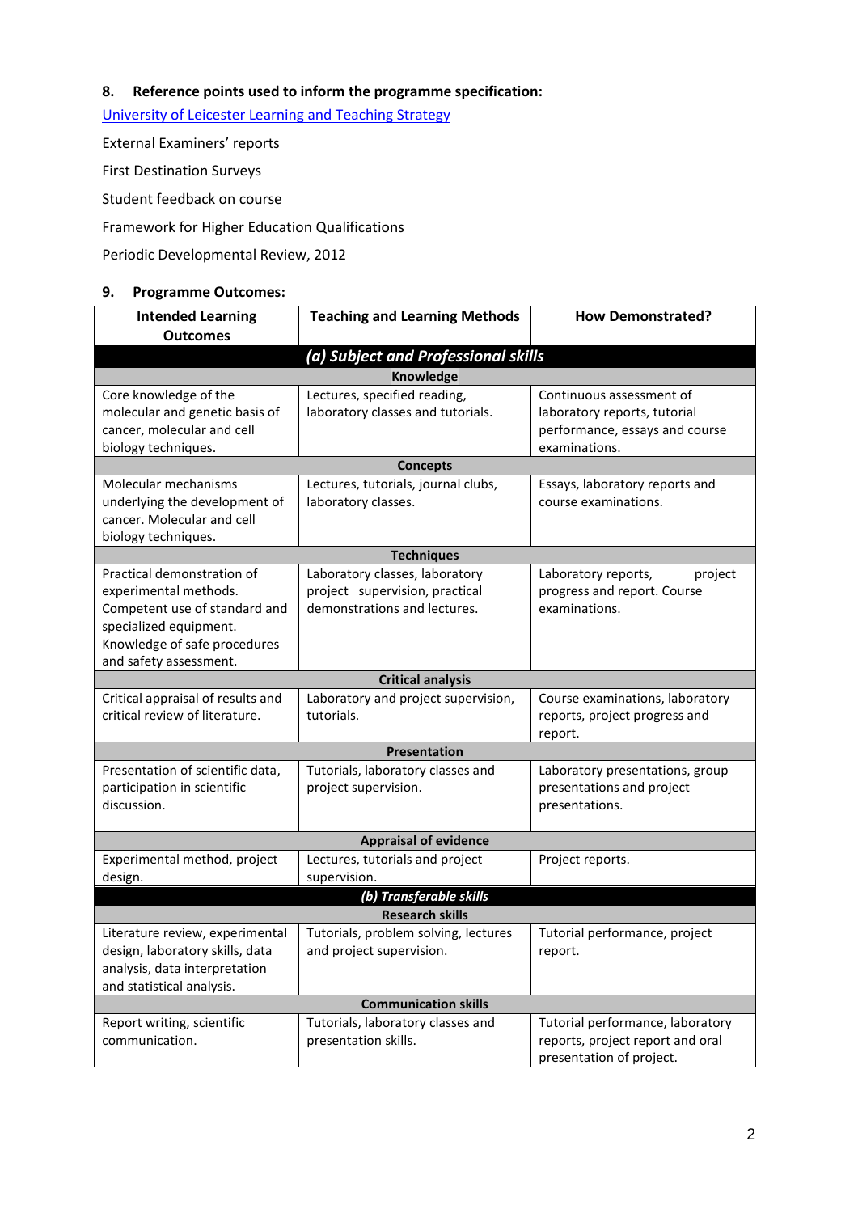### 8. Reference points used to inform the programme specification:

[University of Leicester Learning and Teaching Strategy]

External Examiners' reports

First Destination Surveys

Student feedback on course

Framework for Higher Education Qualifications

Periodic Developmental Review, 2012

### 9. Programme Outcomes:

| Intended Learning Outcomes | Teaching and Learning Methods | How Demonstrated? |
|---|---|---|
| ***(a) Subject and Professional skills*** | | |
| **Knowledge** | | |
| Core knowledge of the molecular and genetic basis of cancer, molecular and cell biology techniques. | Lectures, specified reading, laboratory classes and tutorials. | Continuous assessment of laboratory reports, tutorial performance, essays and course examinations. |
| **Concepts** | | |
| Molecular mechanisms underlying the development of cancer. Molecular and cell biology techniques. | Lectures, tutorials, journal clubs, laboratory classes. | Essays, laboratory reports and course examinations. |
| **Techniques** | | |
| Practical demonstration of experimental methods. Competent use of standard and specialized equipment. Knowledge of safe procedures and safety assessment. | Laboratory classes, laboratory project supervision, practical demonstrations and lectures. | Laboratory reports, project progress and report. Course examinations. |
| **Critical analysis** | | |
| Critical appraisal of results and critical review of literature. | Laboratory and project supervision, tutorials. | Course examinations, laboratory reports, project progress and report. |
| **Presentation** | | |
| Presentation of scientific data, participation in scientific discussion. | Tutorials, laboratory classes and project supervision. | Laboratory presentations, group presentations and project presentations. |
| **Appraisal of evidence** | | |
| Experimental method, project design. | Lectures, tutorials and project supervision. | Project reports. |
| ***(b) Transferable skills*** | | |
| **Research skills** | | |
| Literature review, experimental design, laboratory skills, data analysis, data interpretation and statistical analysis. | Tutorials, problem solving, lectures and project supervision. | Tutorial performance, project report. |
| **Communication skills** | | |
| Report writing, scientific communication. | Tutorials, laboratory classes and presentation skills. | Tutorial performance, laboratory reports, project report and oral presentation of project. |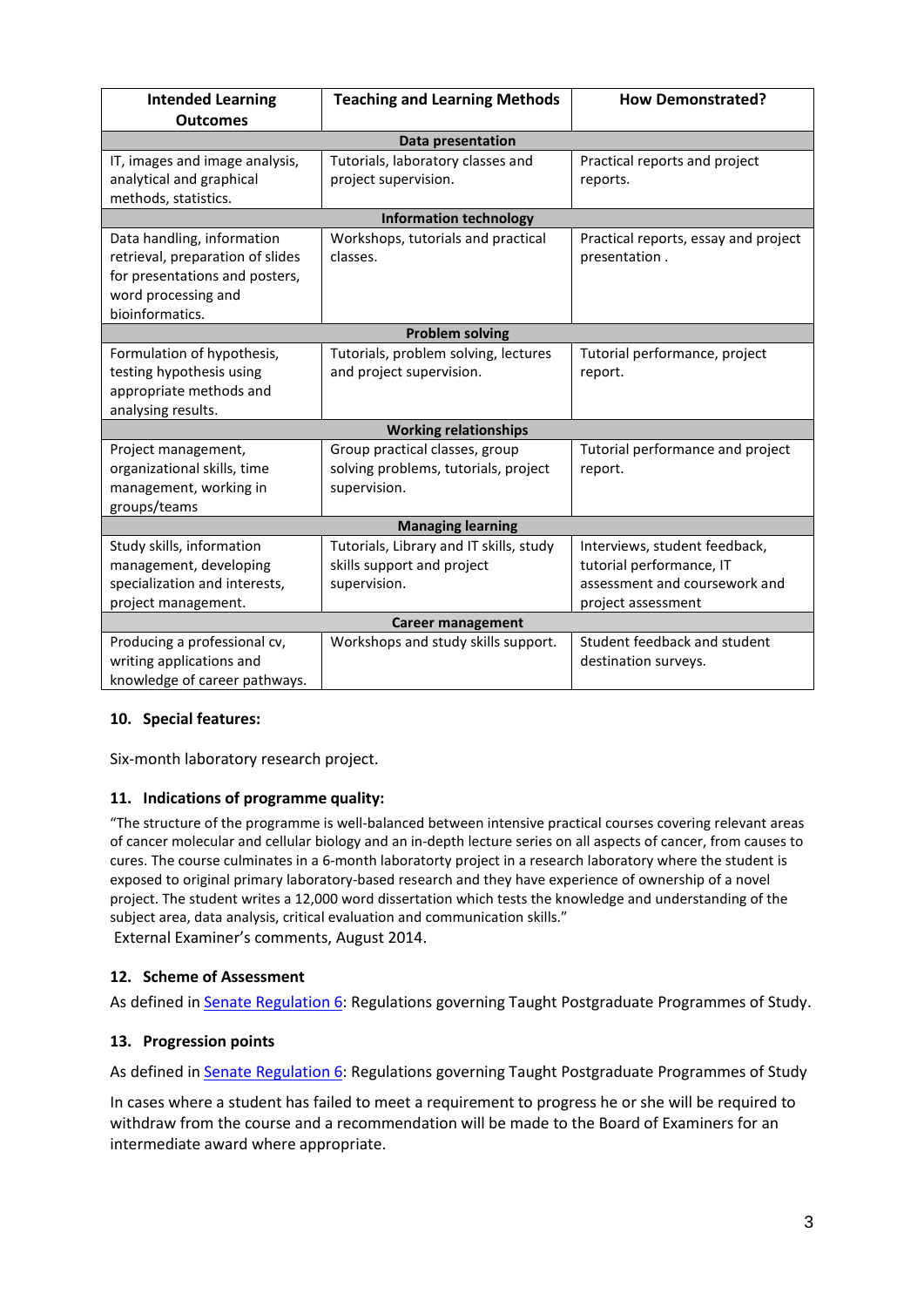| Intended Learning Outcomes | Teaching and Learning Methods | How Demonstrated? |
|---|---|---|
| **Data presentation** | | |
| IT, images and image analysis, analytical and graphical methods, statistics. | Tutorials, laboratory classes and project supervision. | Practical reports and project reports. |
| **Information technology** | | |
| Data handling, information retrieval, preparation of slides for presentations and posters, word processing and bioinformatics. | Workshops, tutorials and practical classes. | Practical reports, essay and project presentation . |
| **Problem solving** | | |
| Formulation of hypothesis, testing hypothesis using appropriate methods and analysing results. | Tutorials, problem solving, lectures and project supervision. | Tutorial performance, project report. |
| **Working relationships** | | |
| Project management, organizational skills, time management, working in groups/teams | Group practical classes, group solving problems, tutorials, project supervision. | Tutorial performance and project report. |
| **Managing learning** | | |
| Study skills, information management, developing specialization and interests, project management. | Tutorials, Library and IT skills, study skills support and project supervision. | Interviews, student feedback, tutorial performance, IT assessment and coursework and project assessment |
| **Career management** | | |
| Producing a professional cv, writing applications and knowledge of career pathways. | Workshops and study skills support. | Student feedback and student destination surveys. |

### 10. Special features:

Six-month laboratory research project.

### 11. Indications of programme quality:

"The structure of the programme is well-balanced between intensive practical courses covering relevant areas of cancer molecular and cellular biology and an in-depth lecture series on all aspects of cancer, from causes to cures. The course culminates in a 6-month laboratorty project in a research laboratory where the student is exposed to original primary laboratory-based research and they have experience of ownership of a novel project. The student writes a 12,000 word dissertation which tests the knowledge and understanding of the subject area, data analysis, critical evaluation and communication skills."
External Examiner's comments, August 2014.

### 12. Scheme of Assessment

As defined in Senate Regulation 6: Regulations governing Taught Postgraduate Programmes of Study.

### 13. Progression points

As defined in Senate Regulation 6: Regulations governing Taught Postgraduate Programmes of Study

In cases where a student has failed to meet a requirement to progress he or she will be required to withdraw from the course and a recommendation will be made to the Board of Examiners for an intermediate award where appropriate.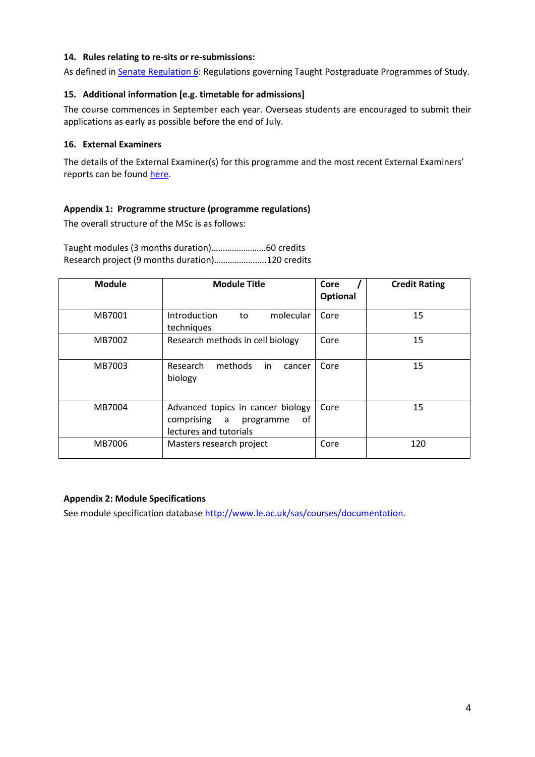### 14. Rules relating to re-sits or re-submissions:

As defined in Senate Regulation 6: Regulations governing Taught Postgraduate Programmes of Study.

### 15. Additional information [e.g. timetable for admissions]

The course commences in September each year. Overseas students are encouraged to submit their applications as early as possible before the end of July.

### 16. External Examiners

The details of the External Examiner(s) for this programme and the most recent External Examiners' reports can be found here.

### Appendix 1: Programme structure (programme regulations)

The overall structure of the MSc is as follows:

Taught modules (3 months duration)……………………60 credits
Research project (9 months duration)…………………..120 credits

| Module | Module Title | Core / Optional | Credit Rating |
|---|---|---|---|
| MB7001 | Introduction to molecular techniques | Core | 15 |
| MB7002 | Research methods in cell biology | Core | 15 |
| MB7003 | Research methods in cancer biology | Core | 15 |
| MB7004 | Advanced topics in cancer biology comprising a programme of lectures and tutorials | Core | 15 |
| MB7006 | Masters research project | Core | 120 |

### Appendix 2: Module Specifications

See module specification database http://www.le.ac.uk/sas/courses/documentation.